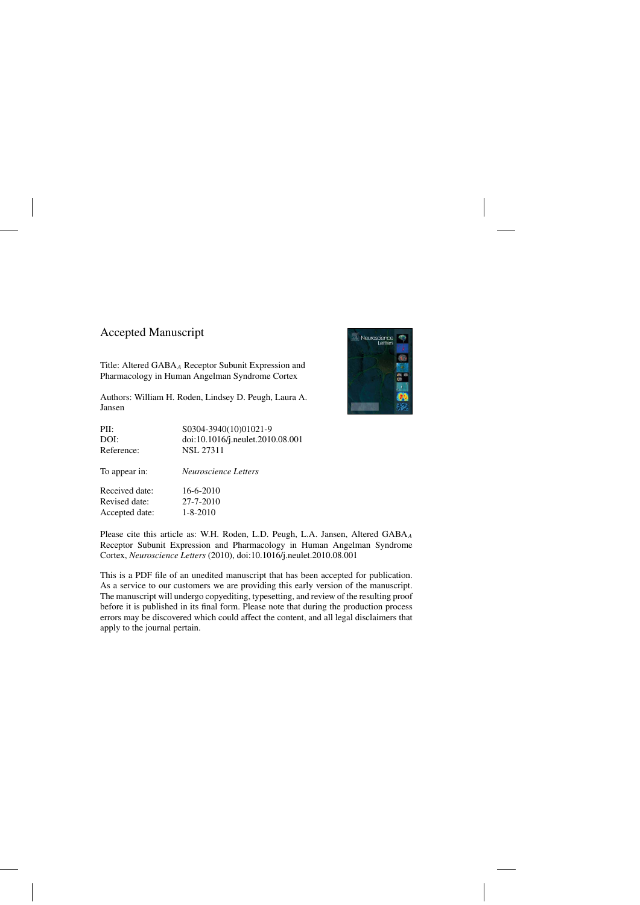Accepted Manuscript

Title: Altered $GABA_A$ Receptor Subunit Expression and Pharmacology in Human Angelman Syndrome Cortex

Authors: William H. Roden, Lindsey D. Peugh, Laura A. Jansen

| | |
|---|---|
| PII: | S0304-3940(10)01021-9 |
| DOI: | doi:10.1016/j.neulet.2010.08.001 |
| Reference: | NSL 27311 |
| To appear in: | *Neuroscience Letters* |
| Received date: | 16-6-2010 |
| Revised date: | 27-7-2010 |
| Accepted date: | 1-8-2010 |

Please cite this article as: W.H. Roden, L.D. Peugh, L.A. Jansen, Altered $GABA_A$ Receptor Subunit Expression and Pharmacology in Human Angelman Syndrome Cortex, *Neuroscience Letters* (2010), doi:10.1016/j.neulet.2010.08.001

This is a PDF file of an unedited manuscript that has been accepted for publication. As a service to our customers we are providing this early version of the manuscript. The manuscript will undergo copyediting, typesetting, and review of the resulting proof before it is published in its final form. Please note that during the production process errors may be discovered which could affect the content, and all legal disclaimers that apply to the journal pertain.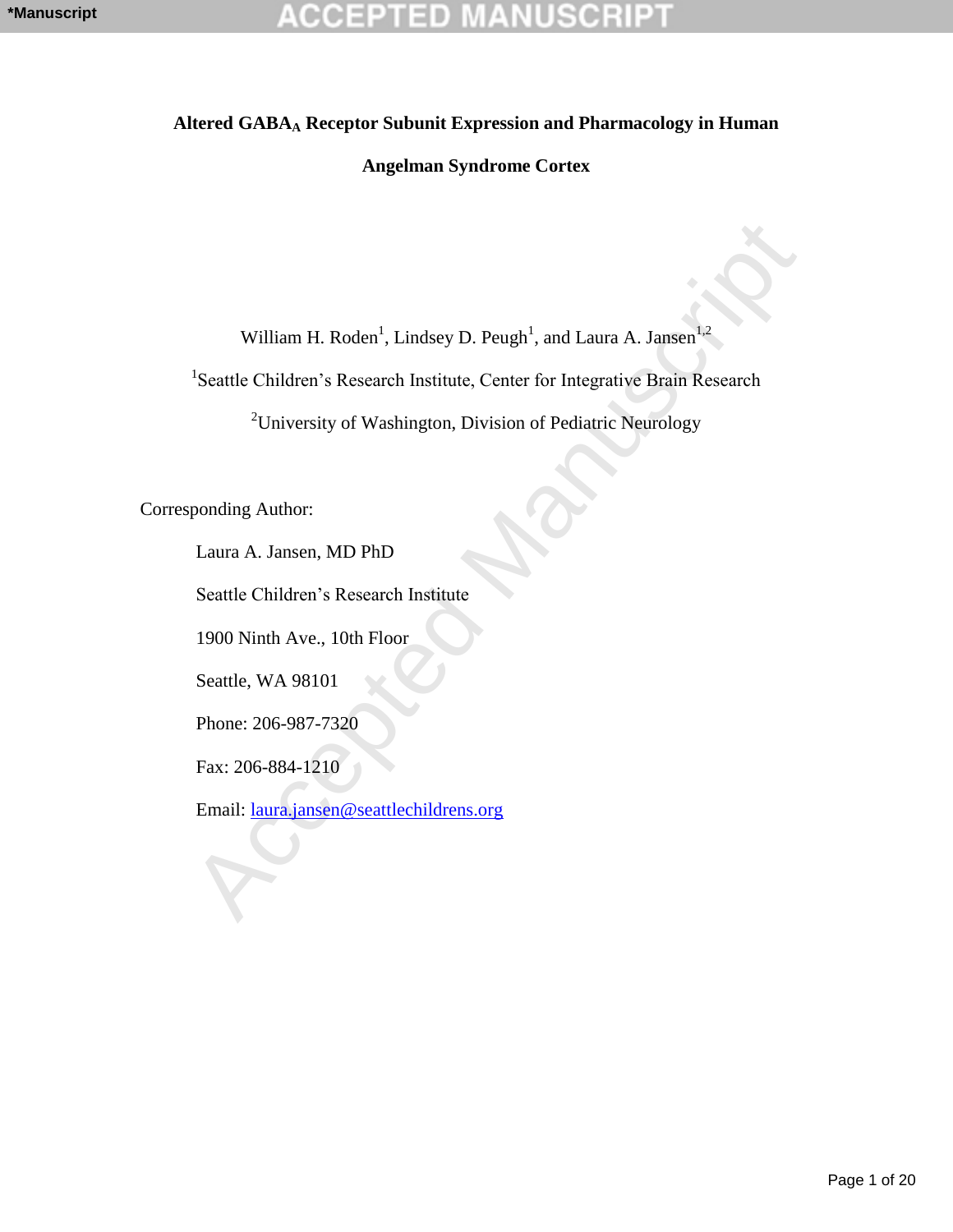# Altered $GABA_A$ Receptor Subunit Expression and Pharmacology in Human Angelman Syndrome Cortex

William H. Roden[1], Lindsey D. Peugh[1], and Laura A. Jansen[1,2]

[1]Seattle Children's Research Institute, Center for Integrative Brain Research

[2]University of Washington, Division of Pediatric Neurology

Corresponding Author:

Laura A. Jansen, MD PhD

Seattle Children's Research Institute

1900 Ninth Ave., 10th Floor

Seattle, WA 98101

Phone: 206-987-7320

Fax: 206-884-1210

Email: laura.jansen@seattlechildrens.org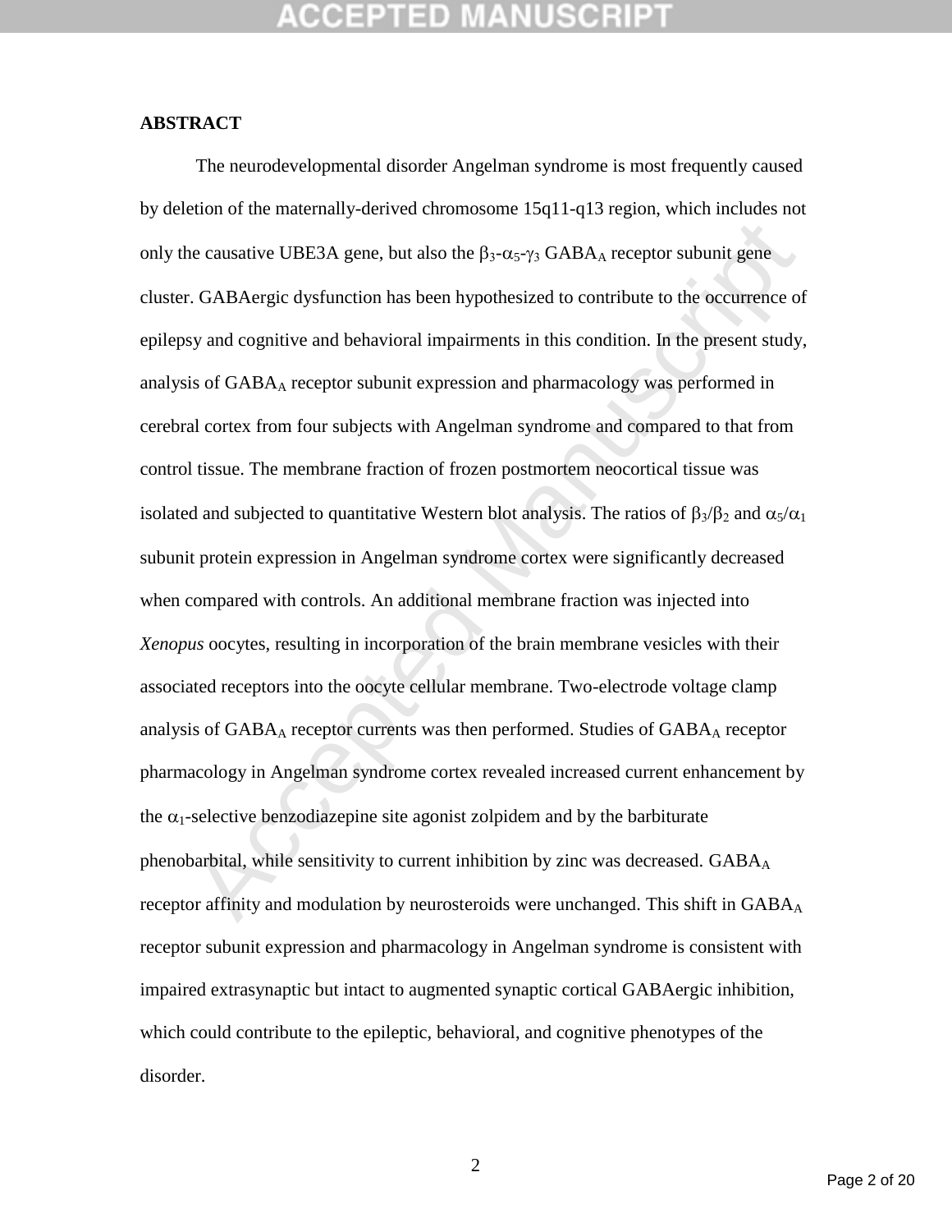## ABSTRACT

The neurodevelopmental disorder Angelman syndrome is most frequently caused by deletion of the maternally-derived chromosome 15q11-q13 region, which includes not only the causative UBE3A gene, but also the $\beta_3$-$\alpha_5$-$\gamma_3$ $GABA_A$ receptor subunit gene cluster. GABAergic dysfunction has been hypothesized to contribute to the occurrence of epilepsy and cognitive and behavioral impairments in this condition. In the present study, analysis of $GABA_A$ receptor subunit expression and pharmacology was performed in cerebral cortex from four subjects with Angelman syndrome and compared to that from control tissue. The membrane fraction of frozen postmortem neocortical tissue was isolated and subjected to quantitative Western blot analysis. The ratios of $\beta_3/\beta_2$ and $\alpha_5/\alpha_1$ subunit protein expression in Angelman syndrome cortex were significantly decreased when compared with controls. An additional membrane fraction was injected into *Xenopus* oocytes, resulting in incorporation of the brain membrane vesicles with their associated receptors into the oocyte cellular membrane. Two-electrode voltage clamp analysis of $GABA_A$ receptor currents was then performed. Studies of $GABA_A$ receptor pharmacology in Angelman syndrome cortex revealed increased current enhancement by the $\alpha_1$-selective benzodiazepine site agonist zolpidem and by the barbiturate phenobarbital, while sensitivity to current inhibition by zinc was decreased. $GABA_A$ receptor affinity and modulation by neurosteroids were unchanged. This shift in $GABA_A$ receptor subunit expression and pharmacology in Angelman syndrome is consistent with impaired extrasynaptic but intact to augmented synaptic cortical GABAergic inhibition, which could contribute to the epileptic, behavioral, and cognitive phenotypes of the disorder.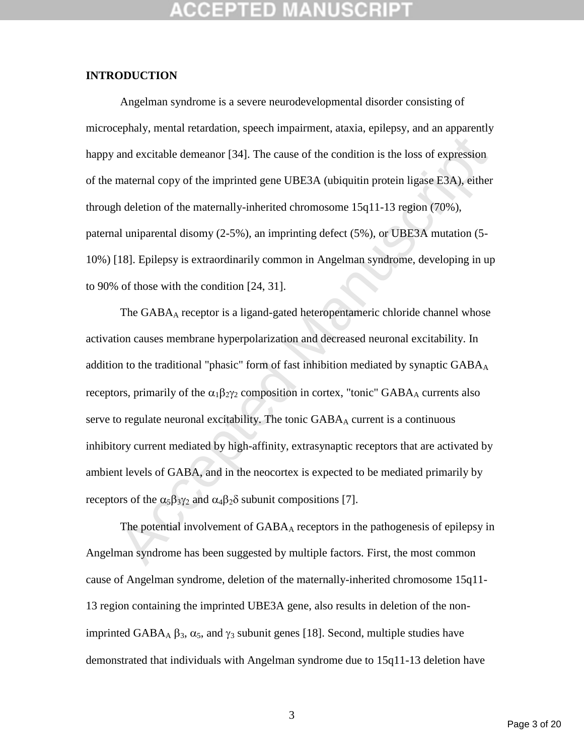**INTRODUCTION**

Angelman syndrome is a severe neurodevelopmental disorder consisting of microcephaly, mental retardation, speech impairment, ataxia, epilepsy, and an apparently happy and excitable demeanor [34]. The cause of the condition is the loss of expression of the maternal copy of the imprinted gene UBE3A (ubiquitin protein ligase E3A), either through deletion of the maternally-inherited chromosome 15q11-13 region (70%), paternal uniparental disomy (2-5%), an imprinting defect (5%), or UBE3A mutation (5-10%) [18]. Epilepsy is extraordinarily common in Angelman syndrome, developing in up to 90% of those with the condition [24, 31].

The $GABA_A$ receptor is a ligand-gated heteropentameric chloride channel whose activation causes membrane hyperpolarization and decreased neuronal excitability. In addition to the traditional "phasic" form of fast inhibition mediated by synaptic $GABA_A$ receptors, primarily of the $\alpha_1\beta_2\gamma_2$ composition in cortex, "tonic" $GABA_A$ currents also serve to regulate neuronal excitability. The tonic $GABA_A$ current is a continuous inhibitory current mediated by high-affinity, extrasynaptic receptors that are activated by ambient levels of GABA, and in the neocortex is expected to be mediated primarily by receptors of the $\alpha_5\beta_3\gamma_2$ and $\alpha_4\beta_2\delta$ subunit compositions [7].

The potential involvement of $GABA_A$ receptors in the pathogenesis of epilepsy in Angelman syndrome has been suggested by multiple factors. First, the most common cause of Angelman syndrome, deletion of the maternally-inherited chromosome 15q11-13 region containing the imprinted UBE3A gene, also results in deletion of the non-imprinted $GABA_A$ $\beta_3$, $\alpha_5$, and $\gamma_3$ subunit genes [18]. Second, multiple studies have demonstrated that individuals with Angelman syndrome due to 15q11-13 deletion have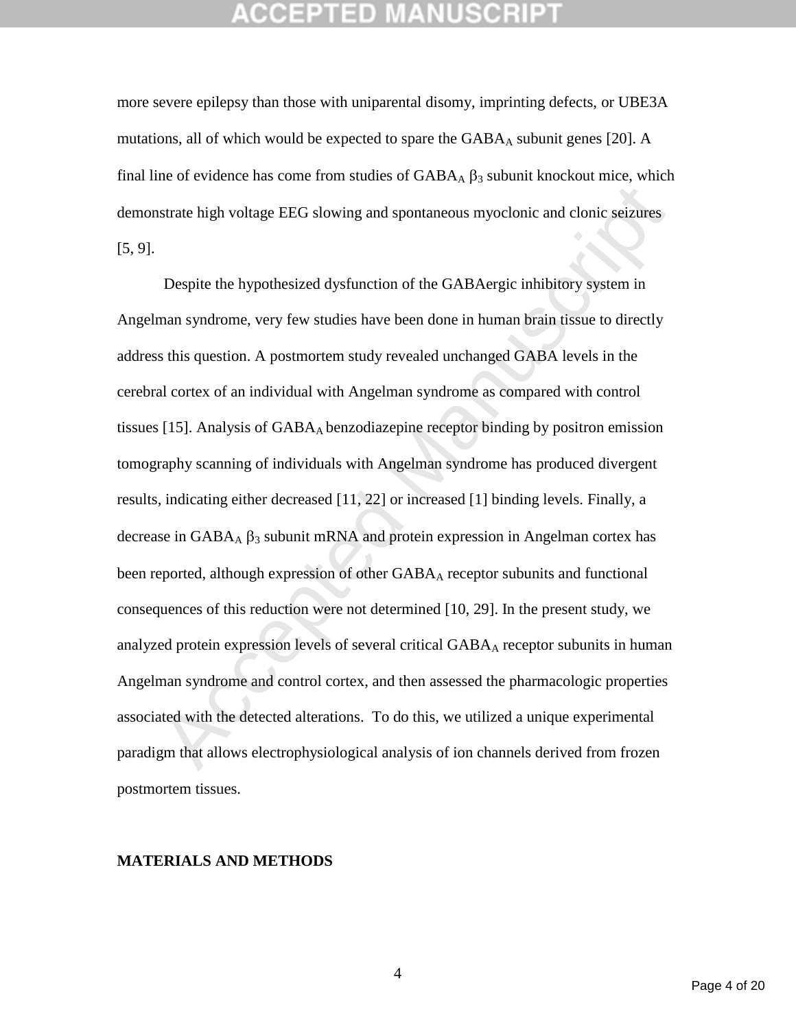more severe epilepsy than those with uniparental disomy, imprinting defects, or UBE3A mutations, all of which would be expected to spare the $GABA_A$ subunit genes [20]. A final line of evidence has come from studies of $GABA_A$ $\beta_3$ subunit knockout mice, which demonstrate high voltage EEG slowing and spontaneous myoclonic and clonic seizures [5, 9].

Despite the hypothesized dysfunction of the GABAergic inhibitory system in Angelman syndrome, very few studies have been done in human brain tissue to directly address this question. A postmortem study revealed unchanged GABA levels in the cerebral cortex of an individual with Angelman syndrome as compared with control tissues [15]. Analysis of $GABA_A$ benzodiazepine receptor binding by positron emission tomography scanning of individuals with Angelman syndrome has produced divergent results, indicating either decreased [11, 22] or increased [1] binding levels. Finally, a decrease in $GABA_A$ $\beta_3$ subunit mRNA and protein expression in Angelman cortex has been reported, although expression of other $GABA_A$ receptor subunits and functional consequences of this reduction were not determined [10, 29]. In the present study, we analyzed protein expression levels of several critical $GABA_A$ receptor subunits in human Angelman syndrome and control cortex, and then assessed the pharmacologic properties associated with the detected alterations. To do this, we utilized a unique experimental paradigm that allows electrophysiological analysis of ion channels derived from frozen postmortem tissues.

## MATERIALS AND METHODS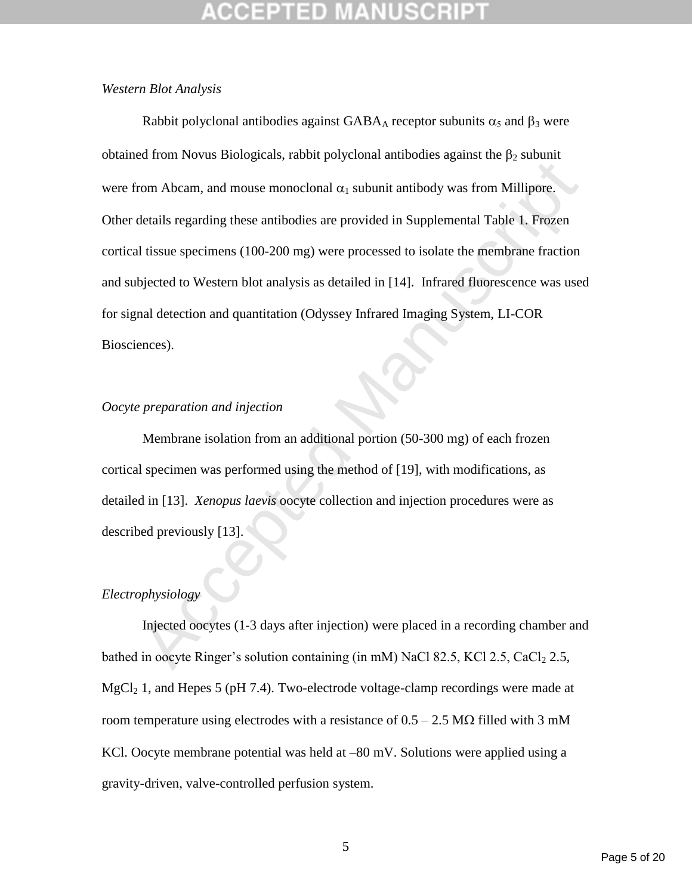*Western Blot Analysis*

Rabbit polyclonal antibodies against $GABA_A$ receptor subunits $\alpha_5$ and $\beta_3$ were obtained from Novus Biologicals, rabbit polyclonal antibodies against the $\beta_2$ subunit were from Abcam, and mouse monoclonal $\alpha_1$ subunit antibody was from Millipore. Other details regarding these antibodies are provided in Supplemental Table 1. Frozen cortical tissue specimens (100-200 mg) were processed to isolate the membrane fraction and subjected to Western blot analysis as detailed in [14]. Infrared fluorescence was used for signal detection and quantitation (Odyssey Infrared Imaging System, LI-COR Biosciences).

*Oocyte preparation and injection*

Membrane isolation from an additional portion (50-300 mg) of each frozen cortical specimen was performed using the method of [19], with modifications, as detailed in [13]. *Xenopus laevis* oocyte collection and injection procedures were as described previously [13].

*Electrophysiology*

Injected oocytes (1-3 days after injection) were placed in a recording chamber and bathed in oocyte Ringer's solution containing (in mM) NaCl 82.5, KCl 2.5, $CaCl_2$ 2.5, $MgCl_2$ 1, and Hepes 5 (pH 7.4). Two-electrode voltage-clamp recordings were made at room temperature using electrodes with a resistance of 0.5 – 2.5 M$\Omega$ filled with 3 mM KCl. Oocyte membrane potential was held at –80 mV. Solutions were applied using a gravity-driven, valve-controlled perfusion system.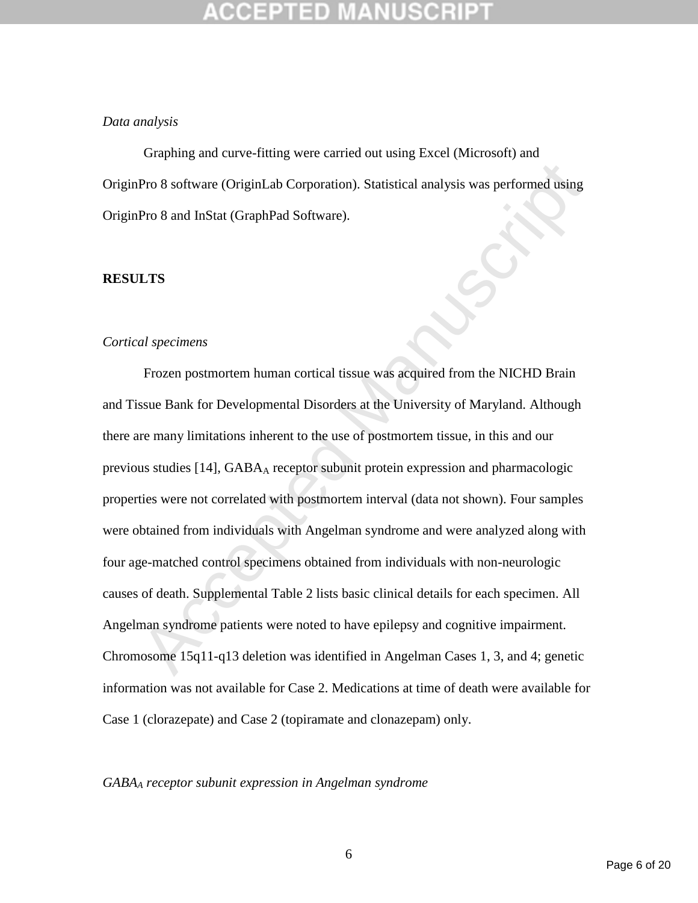*Data analysis*

Graphing and curve-fitting were carried out using Excel (Microsoft) and OriginPro 8 software (OriginLab Corporation). Statistical analysis was performed using OriginPro 8 and InStat (GraphPad Software).

**RESULTS**

*Cortical specimens*

Frozen postmortem human cortical tissue was acquired from the NICHD Brain and Tissue Bank for Developmental Disorders at the University of Maryland. Although there are many limitations inherent to the use of postmortem tissue, in this and our previous studies [14], $GABA_A$ receptor subunit protein expression and pharmacologic properties were not correlated with postmortem interval (data not shown). Four samples were obtained from individuals with Angelman syndrome and were analyzed along with four age-matched control specimens obtained from individuals with non-neurologic causes of death. Supplemental Table 2 lists basic clinical details for each specimen. All Angelman syndrome patients were noted to have epilepsy and cognitive impairment. Chromosome 15q11-q13 deletion was identified in Angelman Cases 1, 3, and 4; genetic information was not available for Case 2. Medications at time of death were available for Case 1 (clorazepate) and Case 2 (topiramate and clonazepam) only.

*$GABA_A$ receptor subunit expression in Angelman syndrome*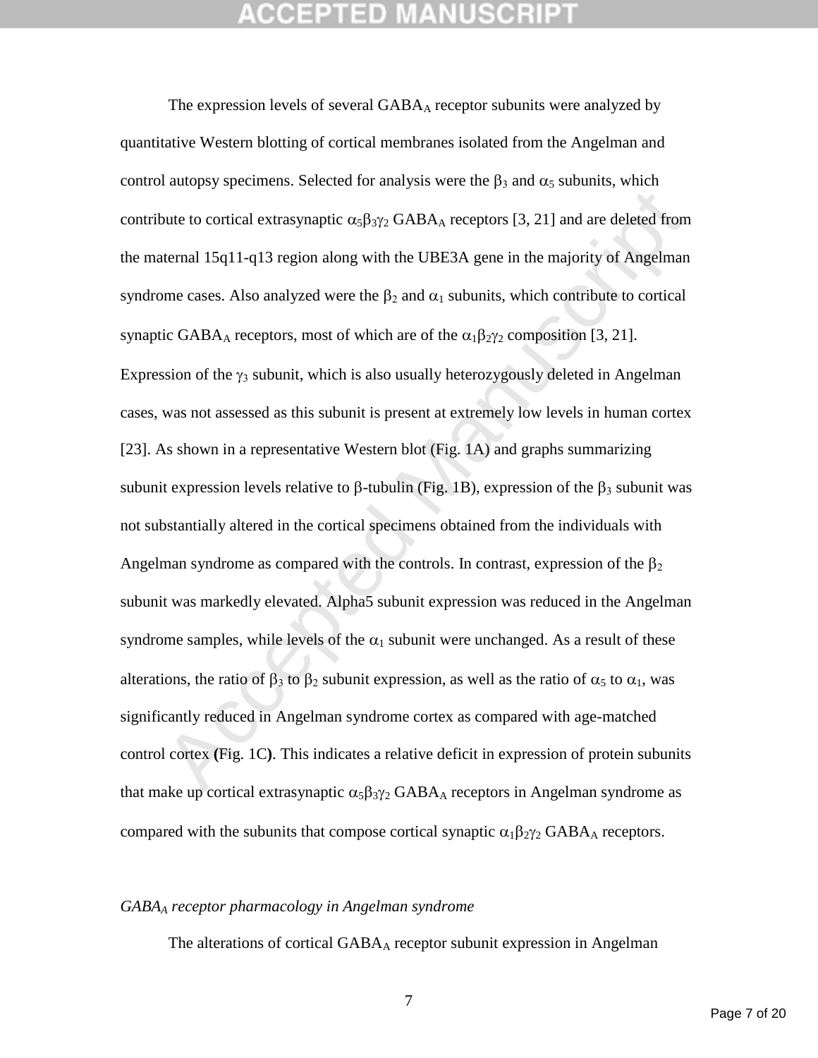The expression levels of several $GABA_A$ receptor subunits were analyzed by quantitative Western blotting of cortical membranes isolated from the Angelman and control autopsy specimens. Selected for analysis were the $\beta_3$ and $\alpha_5$ subunits, which contribute to cortical extrasynaptic $\alpha_5\beta_3\gamma_2$ $GABA_A$ receptors [3, 21] and are deleted from the maternal 15q11-q13 region along with the UBE3A gene in the majority of Angelman syndrome cases. Also analyzed were the $\beta_2$ and $\alpha_1$ subunits, which contribute to cortical synaptic $GABA_A$ receptors, most of which are of the $\alpha_1\beta_2\gamma_2$ composition [3, 21]. Expression of the $\gamma_3$ subunit, which is also usually heterozygously deleted in Angelman cases, was not assessed as this subunit is present at extremely low levels in human cortex [23]. As shown in a representative Western blot (Fig. 1A) and graphs summarizing subunit expression levels relative to $\beta$-tubulin (Fig. 1B), expression of the $\beta_3$ subunit was not substantially altered in the cortical specimens obtained from the individuals with Angelman syndrome as compared with the controls. In contrast, expression of the $\beta_2$ subunit was markedly elevated. Alpha5 subunit expression was reduced in the Angelman syndrome samples, while levels of the $\alpha_1$ subunit were unchanged. As a result of these alterations, the ratio of $\beta_3$ to $\beta_2$ subunit expression, as well as the ratio of $\alpha_5$ to $\alpha_1$, was significantly reduced in Angelman syndrome cortex as compared with age-matched control cortex (Fig. 1C). This indicates a relative deficit in expression of protein subunits that make up cortical extrasynaptic $\alpha_5\beta_3\gamma_2$ $GABA_A$ receptors in Angelman syndrome as compared with the subunits that compose cortical synaptic $\alpha_1\beta_2\gamma_2$ $GABA_A$ receptors.

*$GABA_A$ receptor pharmacology in Angelman syndrome*

The alterations of cortical $GABA_A$ receptor subunit expression in Angelman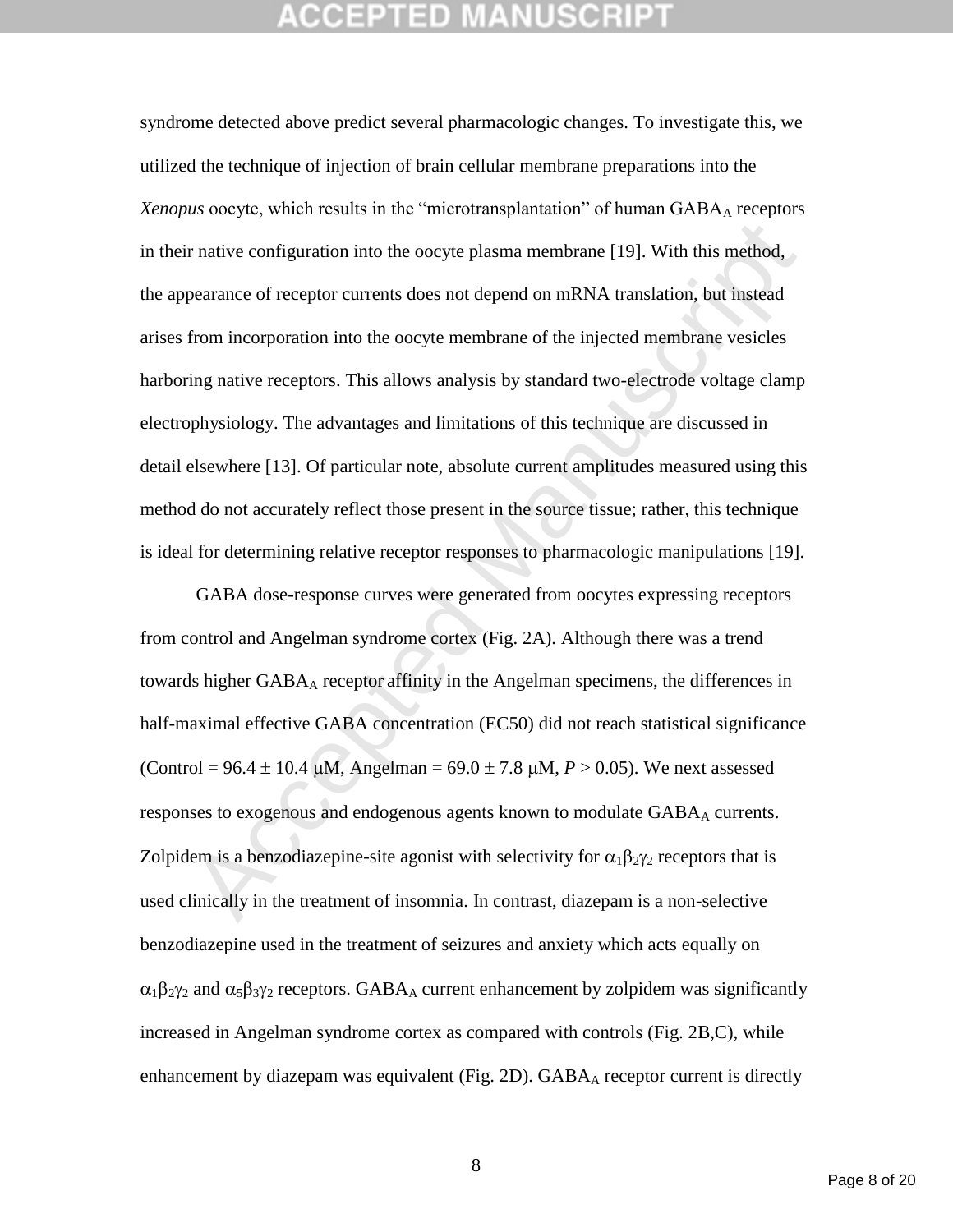syndrome detected above predict several pharmacologic changes. To investigate this, we utilized the technique of injection of brain cellular membrane preparations into the *Xenopus* oocyte, which results in the "microtransplantation" of human $GABA_A$ receptors in their native configuration into the oocyte plasma membrane [19]. With this method, the appearance of receptor currents does not depend on mRNA translation, but instead arises from incorporation into the oocyte membrane of the injected membrane vesicles harboring native receptors. This allows analysis by standard two-electrode voltage clamp electrophysiology. The advantages and limitations of this technique are discussed in detail elsewhere [13]. Of particular note, absolute current amplitudes measured using this method do not accurately reflect those present in the source tissue; rather, this technique is ideal for determining relative receptor responses to pharmacologic manipulations [19].

GABA dose-response curves were generated from oocytes expressing receptors from control and Angelman syndrome cortex (Fig. 2A). Although there was a trend towards higher $GABA_A$ receptor affinity in the Angelman specimens, the differences in half-maximal effective GABA concentration (EC50) did not reach statistical significance (Control = 96.4 ± 10.4 μM, Angelman = 69.0 ± 7.8 μM, $P > 0.05$). We next assessed responses to exogenous and endogenous agents known to modulate $GABA_A$ currents. Zolpidem is a benzodiazepine-site agonist with selectivity for $\alpha_1\beta_2\gamma_2$ receptors that is used clinically in the treatment of insomnia. In contrast, diazepam is a non-selective benzodiazepine used in the treatment of seizures and anxiety which acts equally on $\alpha_1\beta_2\gamma_2$ and $\alpha_5\beta_3\gamma_2$ receptors. $GABA_A$ current enhancement by zolpidem was significantly increased in Angelman syndrome cortex as compared with controls (Fig. 2B,C), while enhancement by diazepam was equivalent (Fig. 2D). $GABA_A$ receptor current is directly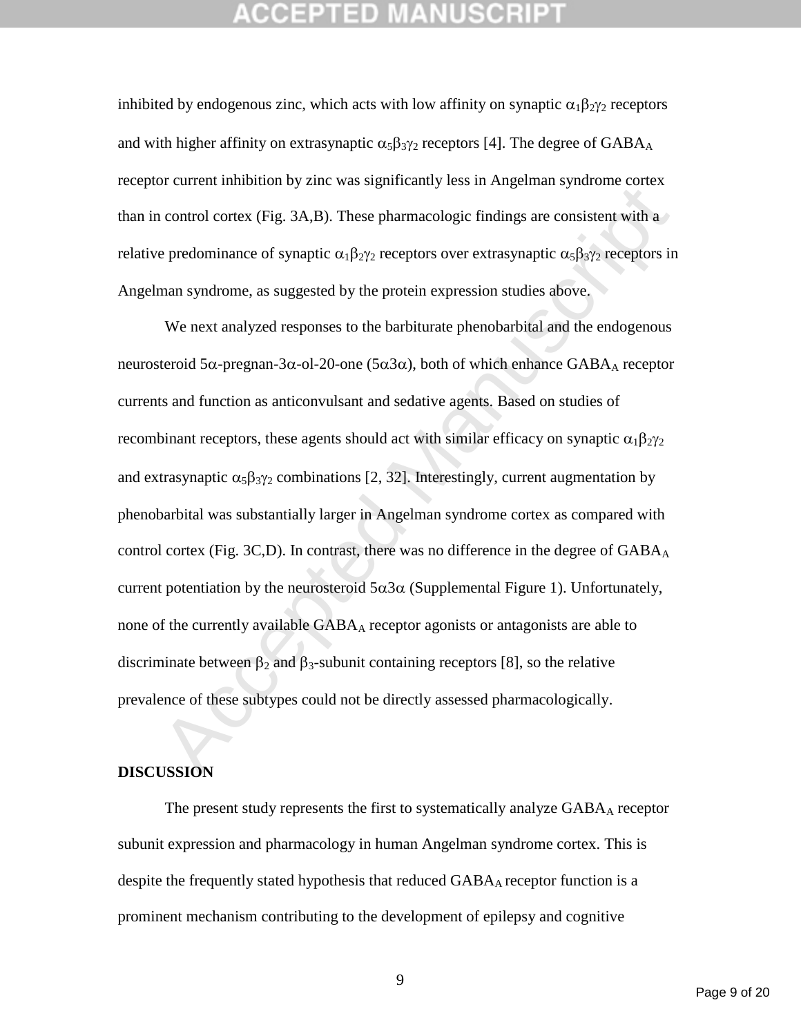inhibited by endogenous zinc, which acts with low affinity on synaptic $\alpha_1\beta_2\gamma_2$ receptors and with higher affinity on extrasynaptic $\alpha_5\beta_3\gamma_2$ receptors [4]. The degree of $GABA_A$ receptor current inhibition by zinc was significantly less in Angelman syndrome cortex than in control cortex (Fig. 3A,B). These pharmacologic findings are consistent with a relative predominance of synaptic $\alpha_1\beta_2\gamma_2$ receptors over extrasynaptic $\alpha_5\beta_3\gamma_2$ receptors in Angelman syndrome, as suggested by the protein expression studies above.

We next analyzed responses to the barbiturate phenobarbital and the endogenous neurosteroid 5$\alpha$-pregnan-3$\alpha$-ol-20-one (5$\alpha$3$\alpha$), both of which enhance $GABA_A$ receptor currents and function as anticonvulsant and sedative agents. Based on studies of recombinant receptors, these agents should act with similar efficacy on synaptic $\alpha_1\beta_2\gamma_2$ and extrasynaptic $\alpha_5\beta_3\gamma_2$ combinations [2, 32]. Interestingly, current augmentation by phenobarbital was substantially larger in Angelman syndrome cortex as compared with control cortex (Fig. 3C,D). In contrast, there was no difference in the degree of $GABA_A$ current potentiation by the neurosteroid 5$\alpha$3$\alpha$ (Supplemental Figure 1). Unfortunately, none of the currently available $GABA_A$ receptor agonists or antagonists are able to discriminate between $\beta_2$ and $\beta_3$-subunit containing receptors [8], so the relative prevalence of these subtypes could not be directly assessed pharmacologically.

## DISCUSSION

The present study represents the first to systematically analyze $GABA_A$ receptor subunit expression and pharmacology in human Angelman syndrome cortex. This is despite the frequently stated hypothesis that reduced $GABA_A$ receptor function is a prominent mechanism contributing to the development of epilepsy and cognitive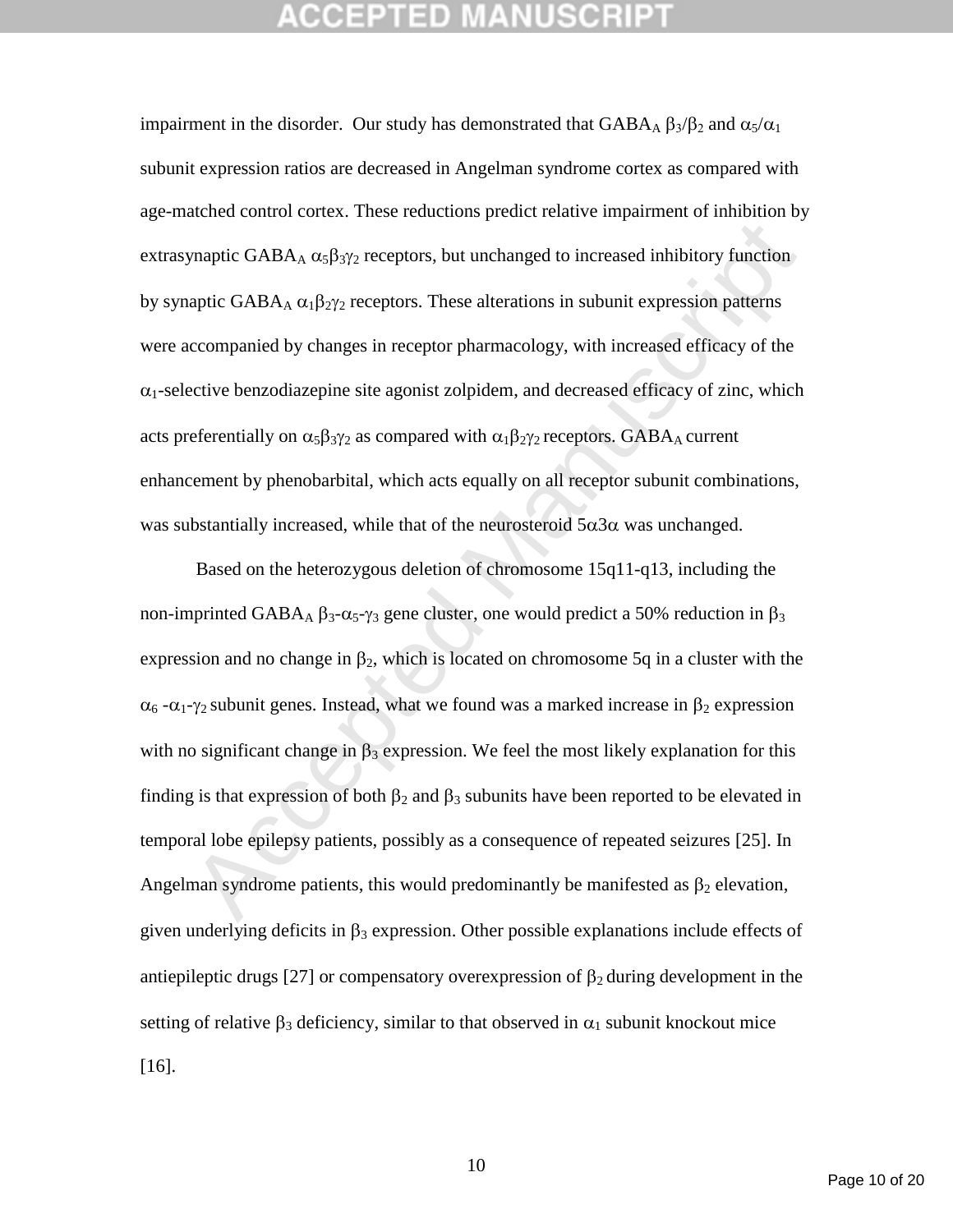impairment in the disorder. Our study has demonstrated that GABA$_A$ $\beta_3/\beta_2$ and $\alpha_5/\alpha_1$ subunit expression ratios are decreased in Angelman syndrome cortex as compared with age-matched control cortex. These reductions predict relative impairment of inhibition by extrasynaptic GABA$_A$ $\alpha_5\beta_3\gamma_2$ receptors, but unchanged to increased inhibitory function by synaptic GABA$_A$ $\alpha_1\beta_2\gamma_2$ receptors. These alterations in subunit expression patterns were accompanied by changes in receptor pharmacology, with increased efficacy of the $\alpha_1$-selective benzodiazepine site agonist zolpidem, and decreased efficacy of zinc, which acts preferentially on $\alpha_5\beta_3\gamma_2$ as compared with $\alpha_1\beta_2\gamma_2$ receptors. GABA$_A$ current enhancement by phenobarbital, which acts equally on all receptor subunit combinations, was substantially increased, while that of the neurosteroid $5\alpha3\alpha$ was unchanged.

Based on the heterozygous deletion of chromosome 15q11-q13, including the non-imprinted GABA$_A$ $\beta_3$-$\alpha_5$-$\gamma_3$ gene cluster, one would predict a 50% reduction in $\beta_3$ expression and no change in $\beta_2$, which is located on chromosome 5q in a cluster with the $\alpha_6$ -$\alpha_1$-$\gamma_2$ subunit genes. Instead, what we found was a marked increase in $\beta_2$ expression with no significant change in $\beta_3$ expression. We feel the most likely explanation for this finding is that expression of both $\beta_2$ and $\beta_3$ subunits have been reported to be elevated in temporal lobe epilepsy patients, possibly as a consequence of repeated seizures [25]. In Angelman syndrome patients, this would predominantly be manifested as $\beta_2$ elevation, given underlying deficits in $\beta_3$ expression. Other possible explanations include effects of antiepileptic drugs [27] or compensatory overexpression of $\beta_2$ during development in the setting of relative $\beta_3$ deficiency, similar to that observed in $\alpha_1$ subunit knockout mice [16].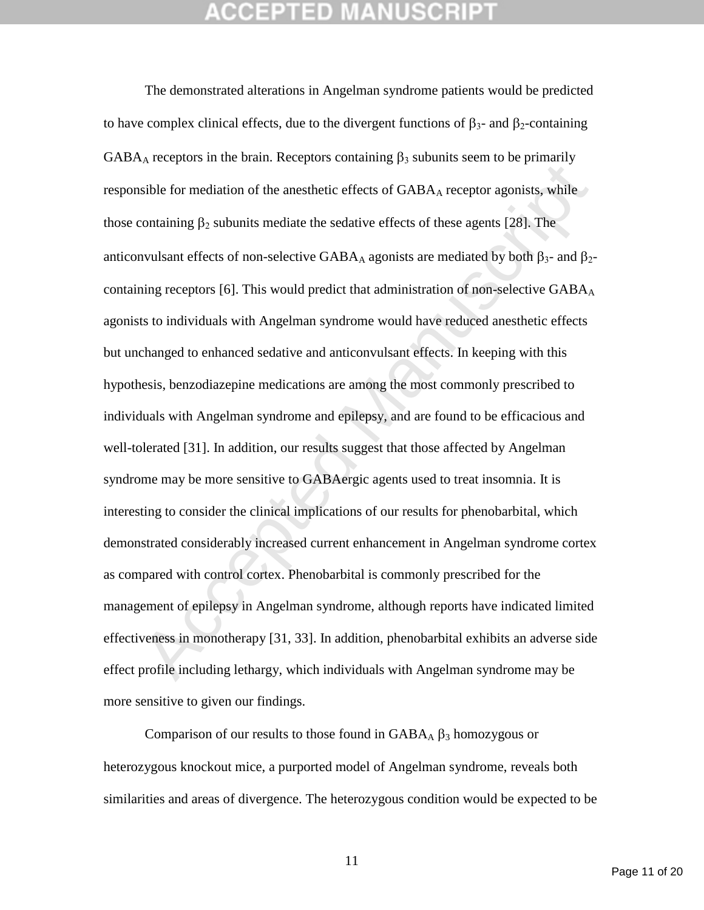The demonstrated alterations in Angelman syndrome patients would be predicted to have complex clinical effects, due to the divergent functions of $\beta_3$- and $\beta_2$-containing $GABA_A$ receptors in the brain. Receptors containing $\beta_3$ subunits seem to be primarily responsible for mediation of the anesthetic effects of $GABA_A$ receptor agonists, while those containing $\beta_2$ subunits mediate the sedative effects of these agents [28]. The anticonvulsant effects of non-selective $GABA_A$ agonists are mediated by both $\beta_3$- and $\beta_2$-containing receptors [6]. This would predict that administration of non-selective $GABA_A$ agonists to individuals with Angelman syndrome would have reduced anesthetic effects but unchanged to enhanced sedative and anticonvulsant effects. In keeping with this hypothesis, benzodiazepine medications are among the most commonly prescribed to individuals with Angelman syndrome and epilepsy, and are found to be efficacious and well-tolerated [31]. In addition, our results suggest that those affected by Angelman syndrome may be more sensitive to GABAergic agents used to treat insomnia. It is interesting to consider the clinical implications of our results for phenobarbital, which demonstrated considerably increased current enhancement in Angelman syndrome cortex as compared with control cortex. Phenobarbital is commonly prescribed for the management of epilepsy in Angelman syndrome, although reports have indicated limited effectiveness in monotherapy [31, 33]. In addition, phenobarbital exhibits an adverse side effect profile including lethargy, which individuals with Angelman syndrome may be more sensitive to given our findings.

Comparison of our results to those found in $GABA_A$ $\beta_3$ homozygous or heterozygous knockout mice, a purported model of Angelman syndrome, reveals both similarities and areas of divergence. The heterozygous condition would be expected to be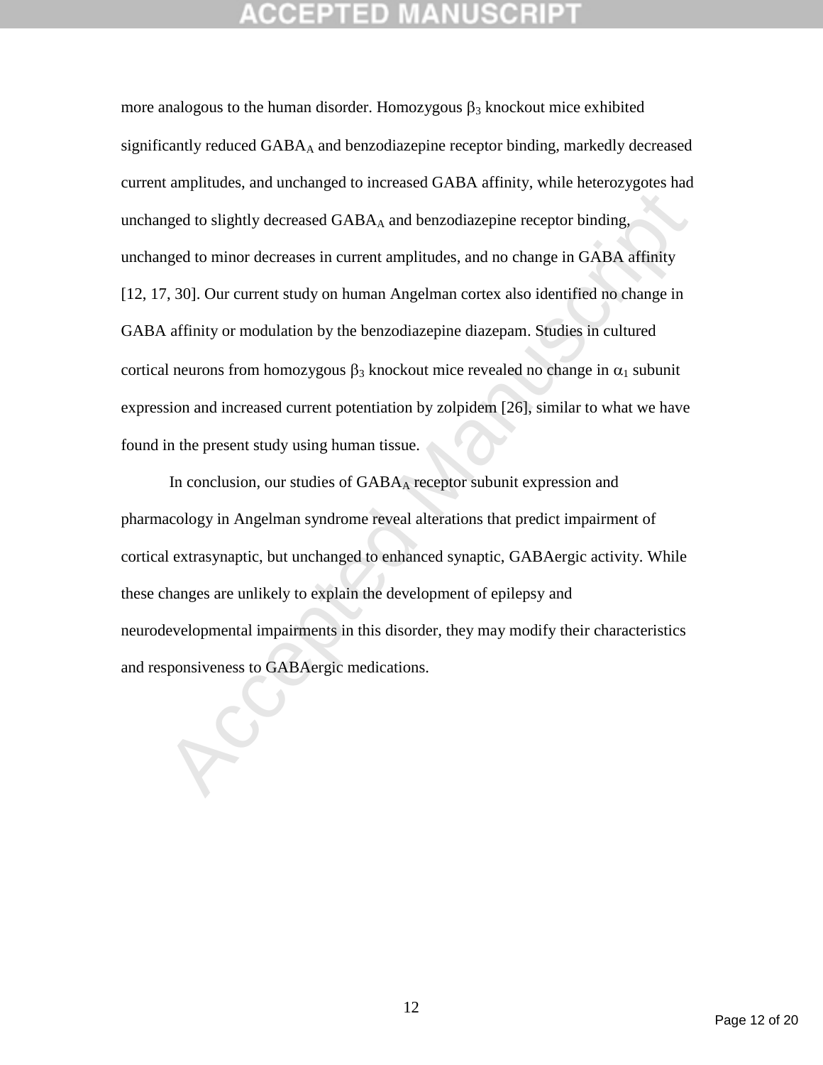more analogous to the human disorder. Homozygous $\beta_3$ knockout mice exhibited significantly reduced $GABA_A$ and benzodiazepine receptor binding, markedly decreased current amplitudes, and unchanged to increased GABA affinity, while heterozygotes had unchanged to slightly decreased $GABA_A$ and benzodiazepine receptor binding, unchanged to minor decreases in current amplitudes, and no change in GABA affinity [12, 17, 30]. Our current study on human Angelman cortex also identified no change in GABA affinity or modulation by the benzodiazepine diazepam. Studies in cultured cortical neurons from homozygous $\beta_3$ knockout mice revealed no change in $\alpha_1$ subunit expression and increased current potentiation by zolpidem [26], similar to what we have found in the present study using human tissue.

In conclusion, our studies of $GABA_A$ receptor subunit expression and pharmacology in Angelman syndrome reveal alterations that predict impairment of cortical extrasynaptic, but unchanged to enhanced synaptic, GABAergic activity. While these changes are unlikely to explain the development of epilepsy and neurodevelopmental impairments in this disorder, they may modify their characteristics and responsiveness to GABAergic medications.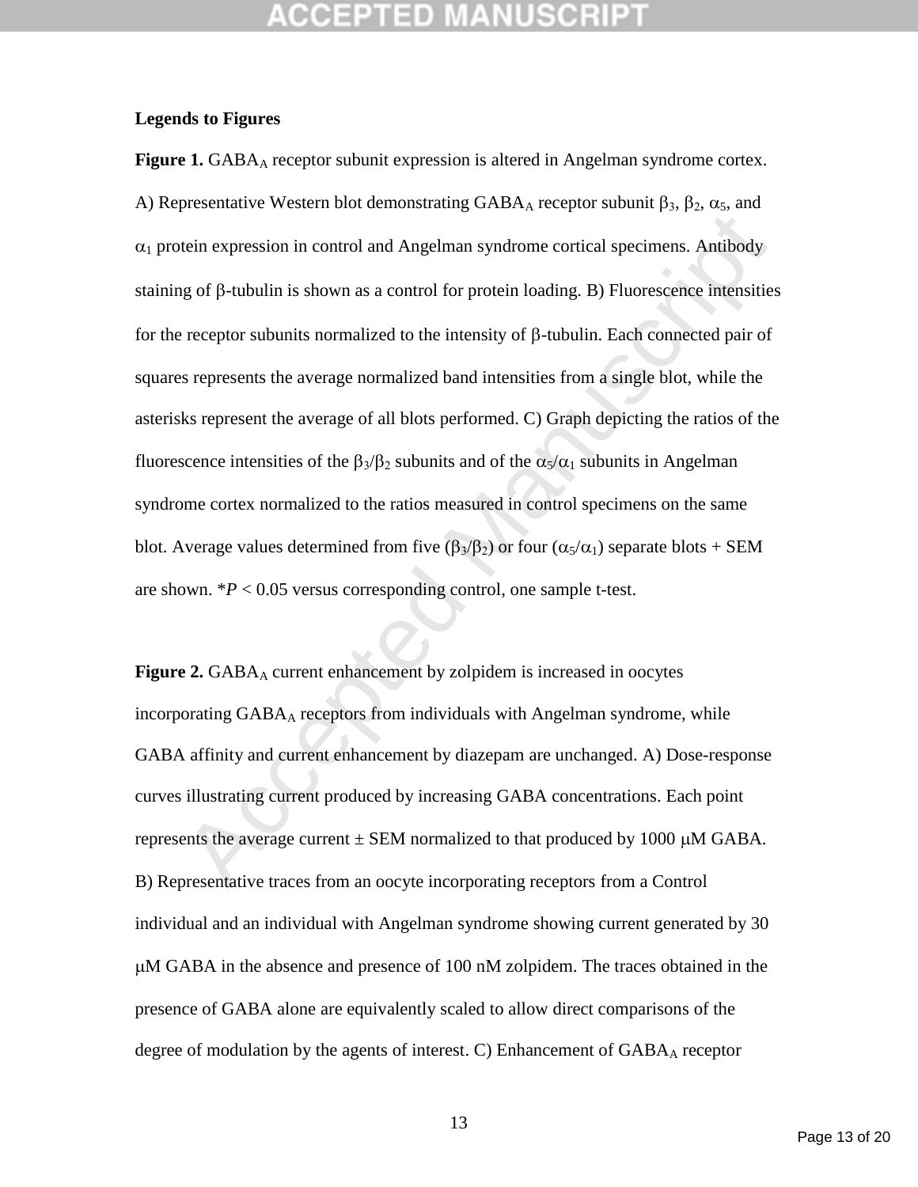**Legends to Figures**

**Figure 1.** $GABA_A$ receptor subunit expression is altered in Angelman syndrome cortex. A) Representative Western blot demonstrating $GABA_A$ receptor subunit $\beta_3$, $\beta_2$, $\alpha_5$, and $\alpha_1$ protein expression in control and Angelman syndrome cortical specimens. Antibody staining of β-tubulin is shown as a control for protein loading. B) Fluorescence intensities for the receptor subunits normalized to the intensity of β-tubulin. Each connected pair of squares represents the average normalized band intensities from a single blot, while the asterisks represent the average of all blots performed. C) Graph depicting the ratios of the fluorescence intensities of the $\beta_3/\beta_2$ subunits and of the $\alpha_5/\alpha_1$ subunits in Angelman syndrome cortex normalized to the ratios measured in control specimens on the same blot. Average values determined from five ($\beta_3/\beta_2$) or four ($\alpha_5/\alpha_1$) separate blots + SEM are shown. *$P < 0.05$ versus corresponding control, one sample t-test.

**Figure 2.** $GABA_A$ current enhancement by zolpidem is increased in oocytes incorporating $GABA_A$ receptors from individuals with Angelman syndrome, while GABA affinity and current enhancement by diazepam are unchanged. A) Dose-response curves illustrating current produced by increasing GABA concentrations. Each point represents the average current ± SEM normalized to that produced by 1000 μM GABA. B) Representative traces from an oocyte incorporating receptors from a Control individual and an individual with Angelman syndrome showing current generated by 30 μM GABA in the absence and presence of 100 nM zolpidem. The traces obtained in the presence of GABA alone are equivalently scaled to allow direct comparisons of the degree of modulation by the agents of interest. C) Enhancement of $GABA_A$ receptor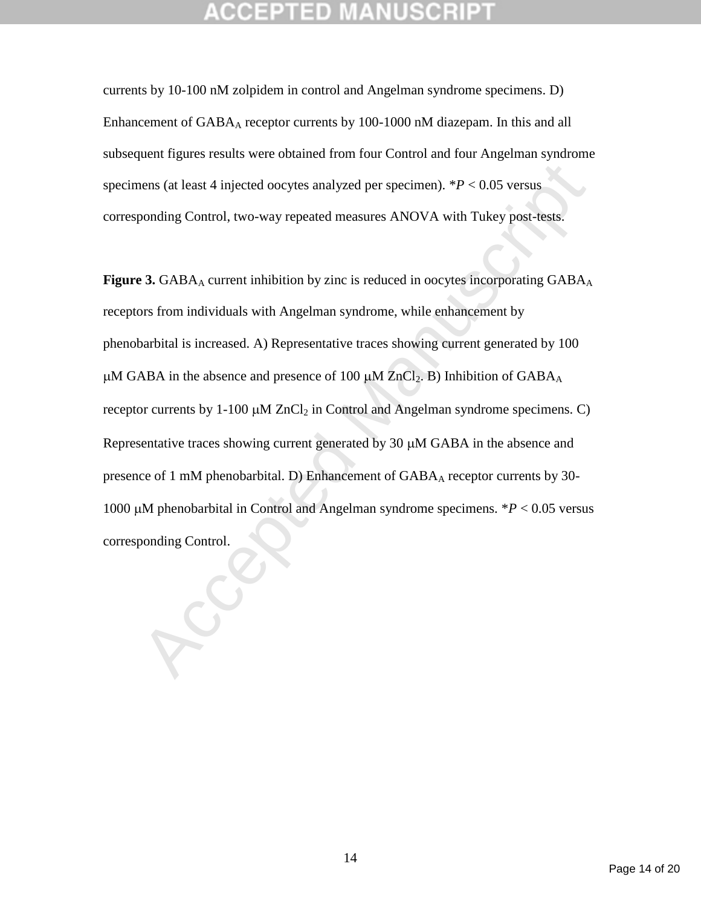currents by 10-100 nM zolpidem in control and Angelman syndrome specimens. D) Enhancement of $GABA_A$ receptor currents by 100-1000 nM diazepam. In this and all subsequent figures results were obtained from four Control and four Angelman syndrome specimens (at least 4 injected oocytes analyzed per specimen). $^*P < 0.05$ versus corresponding Control, two-way repeated measures ANOVA with Tukey post-tests.

**Figure 3.** $GABA_A$ current inhibition by zinc is reduced in oocytes incorporating $GABA_A$ receptors from individuals with Angelman syndrome, while enhancement by phenobarbital is increased. A) Representative traces showing current generated by 100 μM GABA in the absence and presence of 100 μM $ZnCl_2$. B) Inhibition of $GABA_A$ receptor currents by 1-100 μM $ZnCl_2$ in Control and Angelman syndrome specimens. C) Representative traces showing current generated by 30 μM GABA in the absence and presence of 1 mM phenobarbital. D) Enhancement of $GABA_A$ receptor currents by 30-1000 μM phenobarbital in Control and Angelman syndrome specimens. $^*P < 0.05$ versus corresponding Control.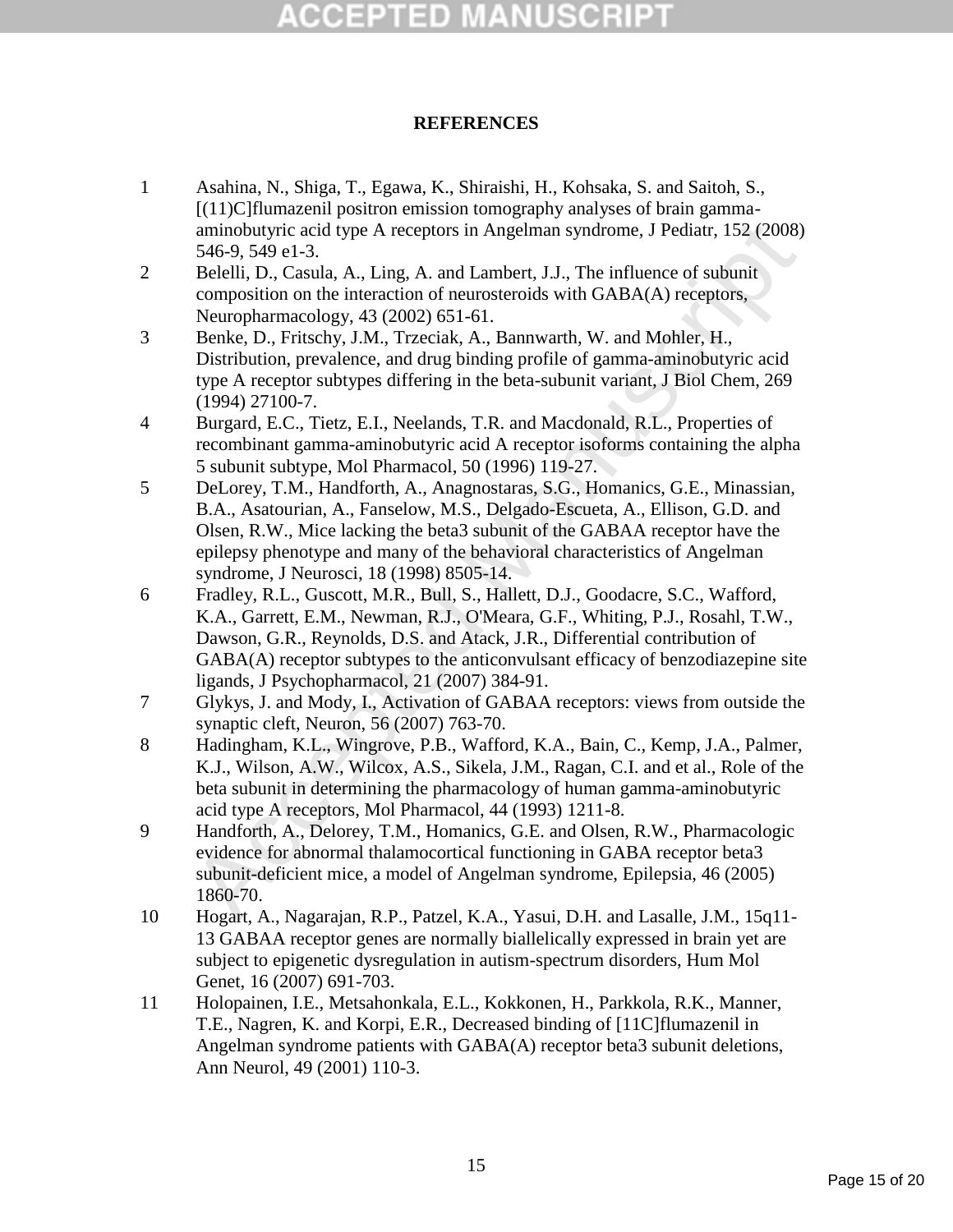# REFERENCES

1 Asahina, N., Shiga, T., Egawa, K., Shiraishi, H., Kohsaka, S. and Saitoh, S., [(11)C]flumazenil positron emission tomography analyses of brain gamma-aminobutyric acid type A receptors in Angelman syndrome, J Pediatr, 152 (2008) 546-9, 549 e1-3.

2 Belelli, D., Casula, A., Ling, A. and Lambert, J.J., The influence of subunit composition on the interaction of neurosteroids with GABA(A) receptors, Neuropharmacology, 43 (2002) 651-61.

3 Benke, D., Fritschy, J.M., Trzeciak, A., Bannwarth, W. and Mohler, H., Distribution, prevalence, and drug binding profile of gamma-aminobutyric acid type A receptor subtypes differing in the beta-subunit variant, J Biol Chem, 269 (1994) 27100-7.

4 Burgard, E.C., Tietz, E.I., Neelands, T.R. and Macdonald, R.L., Properties of recombinant gamma-aminobutyric acid A receptor isoforms containing the alpha 5 subunit subtype, Mol Pharmacol, 50 (1996) 119-27.

5 DeLorey, T.M., Handforth, A., Anagnostaras, S.G., Homanics, G.E., Minassian, B.A., Asatourian, A., Fanselow, M.S., Delgado-Escueta, A., Ellison, G.D. and Olsen, R.W., Mice lacking the beta3 subunit of the GABAA receptor have the epilepsy phenotype and many of the behavioral characteristics of Angelman syndrome, J Neurosci, 18 (1998) 8505-14.

6 Fradley, R.L., Guscott, M.R., Bull, S., Hallett, D.J., Goodacre, S.C., Wafford, K.A., Garrett, E.M., Newman, R.J., O'Meara, G.F., Whiting, P.J., Rosahl, T.W., Dawson, G.R., Reynolds, D.S. and Atack, J.R., Differential contribution of GABA(A) receptor subtypes to the anticonvulsant efficacy of benzodiazepine site ligands, J Psychopharmacol, 21 (2007) 384-91.

7 Glykys, J. and Mody, I., Activation of GABAA receptors: views from outside the synaptic cleft, Neuron, 56 (2007) 763-70.

8 Hadingham, K.L., Wingrove, P.B., Wafford, K.A., Bain, C., Kemp, J.A., Palmer, K.J., Wilson, A.W., Wilcox, A.S., Sikela, J.M., Ragan, C.I. and et al., Role of the beta subunit in determining the pharmacology of human gamma-aminobutyric acid type A receptors, Mol Pharmacol, 44 (1993) 1211-8.

9 Handforth, A., Delorey, T.M., Homanics, G.E. and Olsen, R.W., Pharmacologic evidence for abnormal thalamocortical functioning in GABA receptor beta3 subunit-deficient mice, a model of Angelman syndrome, Epilepsia, 46 (2005) 1860-70.

10 Hogart, A., Nagarajan, R.P., Patzel, K.A., Yasui, D.H. and Lasalle, J.M., 15q11-13 GABAA receptor genes are normally biallelically expressed in brain yet are subject to epigenetic dysregulation in autism-spectrum disorders, Hum Mol Genet, 16 (2007) 691-703.

11 Holopainen, I.E., Metsahonkala, E.L., Kokkonen, H., Parkkola, R.K., Manner, T.E., Nagren, K. and Korpi, E.R., Decreased binding of [11C]flumazenil in Angelman syndrome patients with GABA(A) receptor beta3 subunit deletions, Ann Neurol, 49 (2001) 110-3.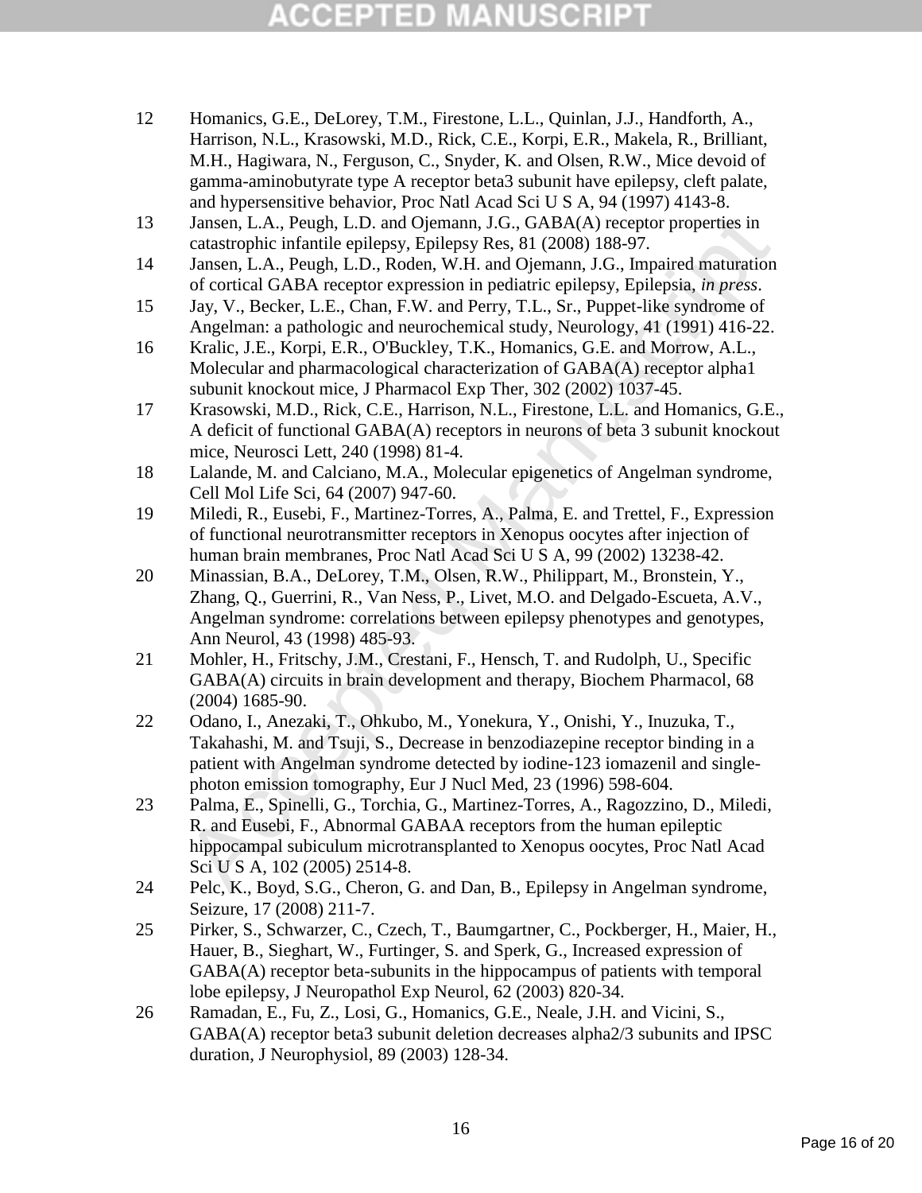12 Homanics, G.E., DeLorey, T.M., Firestone, L.L., Quinlan, J.J., Handforth, A., Harrison, N.L., Krasowski, M.D., Rick, C.E., Korpi, E.R., Makela, R., Brilliant, M.H., Hagiwara, N., Ferguson, C., Snyder, K. and Olsen, R.W., Mice devoid of gamma-aminobutyrate type A receptor beta3 subunit have epilepsy, cleft palate, and hypersensitive behavior, Proc Natl Acad Sci U S A, 94 (1997) 4143-8.

13 Jansen, L.A., Peugh, L.D. and Ojemann, J.G., GABA(A) receptor properties in catastrophic infantile epilepsy, Epilepsy Res, 81 (2008) 188-97.

14 Jansen, L.A., Peugh, L.D., Roden, W.H. and Ojemann, J.G., Impaired maturation of cortical GABA receptor expression in pediatric epilepsy, Epilepsia, *in press*.

15 Jay, V., Becker, L.E., Chan, F.W. and Perry, T.L., Sr., Puppet-like syndrome of Angelman: a pathologic and neurochemical study, Neurology, 41 (1991) 416-22.

16 Kralic, J.E., Korpi, E.R., O'Buckley, T.K., Homanics, G.E. and Morrow, A.L., Molecular and pharmacological characterization of GABA(A) receptor alpha1 subunit knockout mice, J Pharmacol Exp Ther, 302 (2002) 1037-45.

17 Krasowski, M.D., Rick, C.E., Harrison, N.L., Firestone, L.L. and Homanics, G.E., A deficit of functional GABA(A) receptors in neurons of beta 3 subunit knockout mice, Neurosci Lett, 240 (1998) 81-4.

18 Lalande, M. and Calciano, M.A., Molecular epigenetics of Angelman syndrome, Cell Mol Life Sci, 64 (2007) 947-60.

19 Miledi, R., Eusebi, F., Martinez-Torres, A., Palma, E. and Trettel, F., Expression of functional neurotransmitter receptors in Xenopus oocytes after injection of human brain membranes, Proc Natl Acad Sci U S A, 99 (2002) 13238-42.

20 Minassian, B.A., DeLorey, T.M., Olsen, R.W., Philippart, M., Bronstein, Y., Zhang, Q., Guerrini, R., Van Ness, P., Livet, M.O. and Delgado-Escueta, A.V., Angelman syndrome: correlations between epilepsy phenotypes and genotypes, Ann Neurol, 43 (1998) 485-93.

21 Mohler, H., Fritschy, J.M., Crestani, F., Hensch, T. and Rudolph, U., Specific GABA(A) circuits in brain development and therapy, Biochem Pharmacol, 68 (2004) 1685-90.

22 Odano, I., Anezaki, T., Ohkubo, M., Yonekura, Y., Onishi, Y., Inuzuka, T., Takahashi, M. and Tsuji, S., Decrease in benzodiazepine receptor binding in a patient with Angelman syndrome detected by iodine-123 iomazenil and single-photon emission tomography, Eur J Nucl Med, 23 (1996) 598-604.

23 Palma, E., Spinelli, G., Torchia, G., Martinez-Torres, A., Ragozzino, D., Miledi, R. and Eusebi, F., Abnormal GABAA receptors from the human epileptic hippocampal subiculum microtransplanted to Xenopus oocytes, Proc Natl Acad Sci U S A, 102 (2005) 2514-8.

24 Pelc, K., Boyd, S.G., Cheron, G. and Dan, B., Epilepsy in Angelman syndrome, Seizure, 17 (2008) 211-7.

25 Pirker, S., Schwarzer, C., Czech, T., Baumgartner, C., Pockberger, H., Maier, H., Hauer, B., Sieghart, W., Furtinger, S. and Sperk, G., Increased expression of GABA(A) receptor beta-subunits in the hippocampus of patients with temporal lobe epilepsy, J Neuropathol Exp Neurol, 62 (2003) 820-34.

26 Ramadan, E., Fu, Z., Losi, G., Homanics, G.E., Neale, J.H. and Vicini, S., GABA(A) receptor beta3 subunit deletion decreases alpha2/3 subunits and IPSC duration, J Neurophysiol, 89 (2003) 128-34.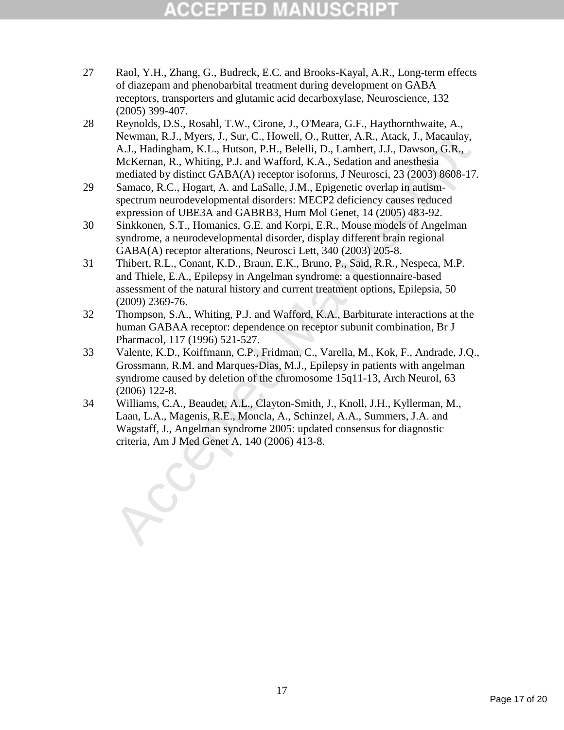27 Raol, Y.H., Zhang, G., Budreck, E.C. and Brooks-Kayal, A.R., Long-term effects of diazepam and phenobarbital treatment during development on GABA receptors, transporters and glutamic acid decarboxylase, Neuroscience, 132 (2005) 399-407.

28 Reynolds, D.S., Rosahl, T.W., Cirone, J., O'Meara, G.F., Haythornthwaite, A., Newman, R.J., Myers, J., Sur, C., Howell, O., Rutter, A.R., Atack, J., Macaulay, A.J., Hadingham, K.L., Hutson, P.H., Belelli, D., Lambert, J.J., Dawson, G.R., McKernan, R., Whiting, P.J. and Wafford, K.A., Sedation and anesthesia mediated by distinct GABA(A) receptor isoforms, J Neurosci, 23 (2003) 8608-17.

29 Samaco, R.C., Hogart, A. and LaSalle, J.M., Epigenetic overlap in autism-spectrum neurodevelopmental disorders: MECP2 deficiency causes reduced expression of UBE3A and GABRB3, Hum Mol Genet, 14 (2005) 483-92.

30 Sinkkonen, S.T., Homanics, G.E. and Korpi, E.R., Mouse models of Angelman syndrome, a neurodevelopmental disorder, display different brain regional GABA(A) receptor alterations, Neurosci Lett, 340 (2003) 205-8.

31 Thibert, R.L., Conant, K.D., Braun, E.K., Bruno, P., Said, R.R., Nespeca, M.P. and Thiele, E.A., Epilepsy in Angelman syndrome: a questionnaire-based assessment of the natural history and current treatment options, Epilepsia, 50 (2009) 2369-76.

32 Thompson, S.A., Whiting, P.J. and Wafford, K.A., Barbiturate interactions at the human GABAA receptor: dependence on receptor subunit combination, Br J Pharmacol, 117 (1996) 521-527.

33 Valente, K.D., Koiffmann, C.P., Fridman, C., Varella, M., Kok, F., Andrade, J.Q., Grossmann, R.M. and Marques-Dias, M.J., Epilepsy in patients with angelman syndrome caused by deletion of the chromosome 15q11-13, Arch Neurol, 63 (2006) 122-8.

34 Williams, C.A., Beaudet, A.L., Clayton-Smith, J., Knoll, J.H., Kyllerman, M., Laan, L.A., Magenis, R.E., Moncla, A., Schinzel, A.A., Summers, J.A. and Wagstaff, J., Angelman syndrome 2005: updated consensus for diagnostic criteria, Am J Med Genet A, 140 (2006) 413-8.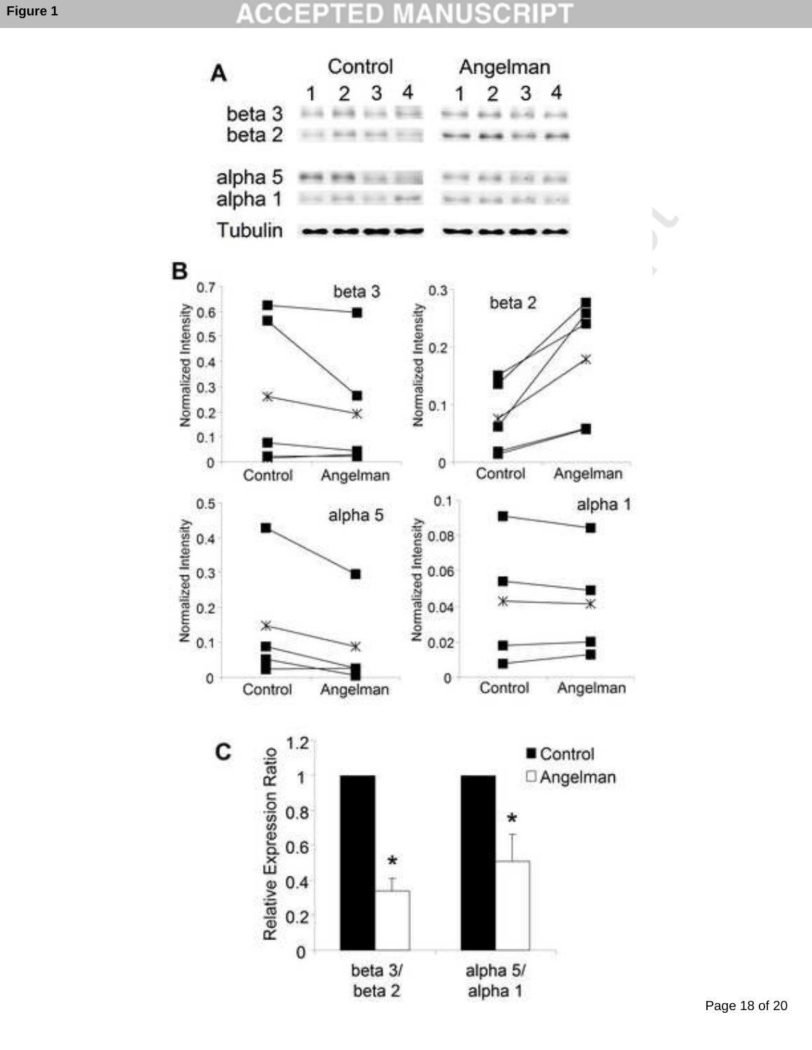Figure 1

A

Control
1 2 3 4

Angelman
1 2 3 4

beta 3
beta 2

alpha 5
alpha 1

Tubulin

B

beta 3

Normalized Intensity

0.7
0.6
0.5
0.4
0.3
0.2
0.1
0

Control Angelman

beta 2

Normalized Intensity

0.3
0.2
0.1
0

Control Angelman

alpha 5

Normalized Intensity

0.5
0.4
0.3
0.2
0.1
0

Control Angelman

alpha 1

Normalized Intensity

0.1
0.08
0.06
0.04
0.02
0

Control Angelman

C

Relative Expression Ratio

1.2
1
0.8
0.6
0.4
0.2
0

■ Control
□ Angelman

*

*

beta 3/
beta 2

alpha 5/
alpha 1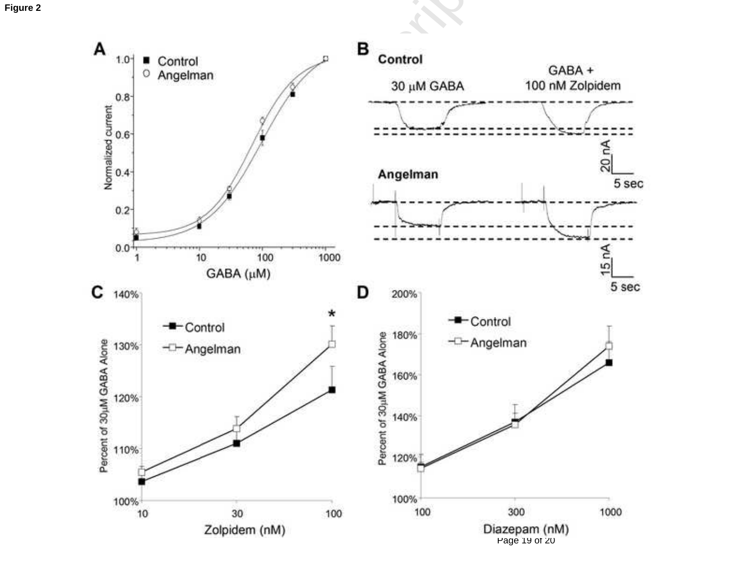Figure 2

A

1.0
0.8
0.6
0.4
0.2
0.0

Normalized current

■ Control
○ Angelman

1
10
100
1000

GABA (μM)

B

Control

30 μM GABA

GABA +
100 nM Zolpidem

20 nA

5 sec

Angelman

15 nA

5 sec

C

140%
130%
120%
110%
100%

Percent of 30μM GABA Alone

Control
Angelman

*

10
30
100

Zolpidem (nM)

D

200%
180%
160%
140%
120%
100%

Percent of 30μM GABA Alone

Control
Angelman

100
300
1000

Diazepam (nM)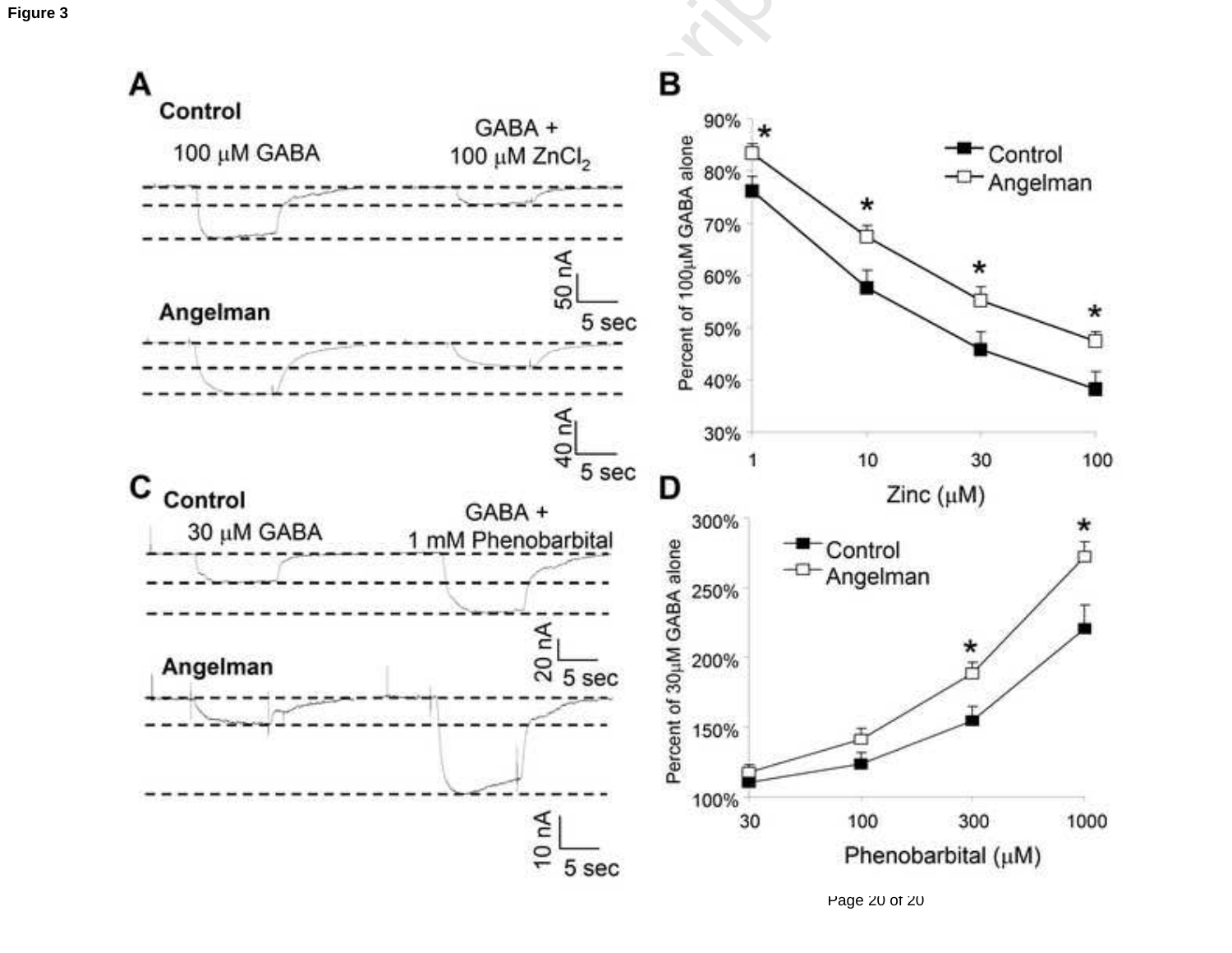Figure 3

A

Control

100 μM GABA

GABA + 100 μM $ZnCl_2$

50 nA

5 sec

Angelman

40 nA

5 sec

B

90%

80%

70%

60%

50%

40%

30%

Percent of 100μM GABA alone

1

10

30

100

Zinc (μM)

Control

Angelman

*

*

*

*

C

Control

30 μM GABA

GABA + 1 mM Phenobarbital

20 nA

5 sec

Angelman

10 nA

5 sec

D

300%

250%

200%

150%

100%

Percent of 30μM GABA alone

30

100

300

1000

Phenobarbital (μM)

Control

Angelman

*

*